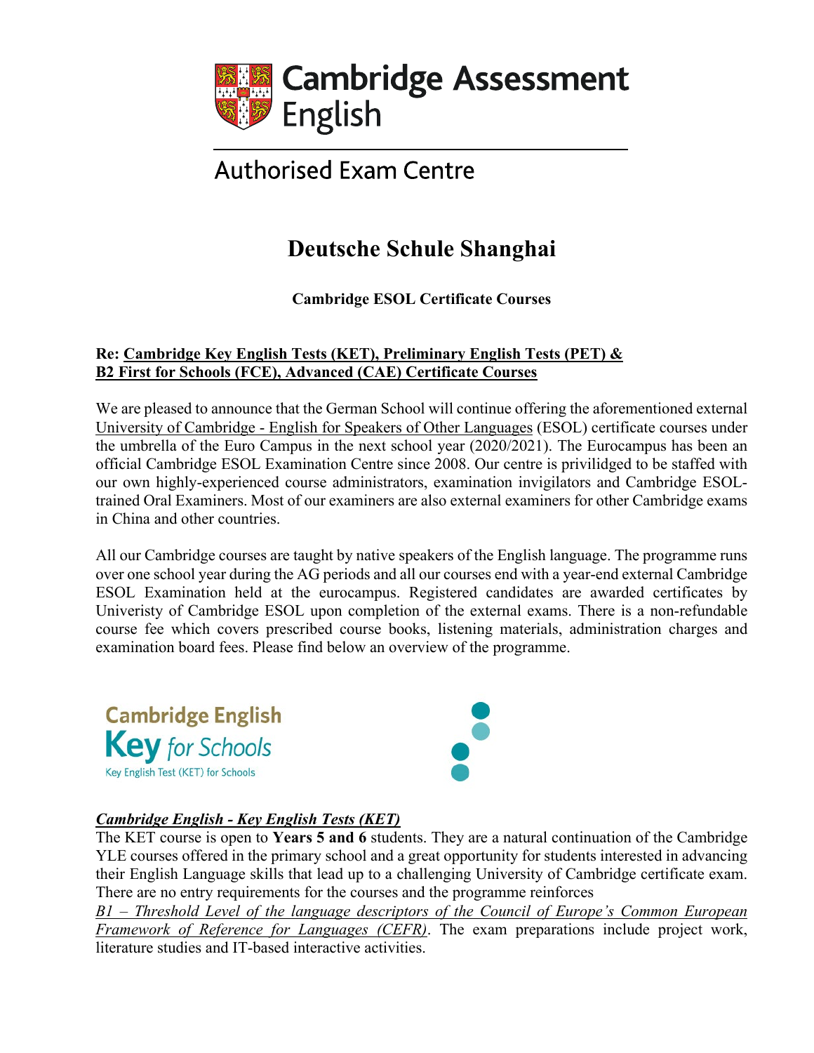Cambridge Assessment English

Authorised Exam Centre

# Deutsche Schule Shanghai

**Cambridge ESOL Certificate Courses**

**Re: <u>Cambridge Key English Tests (KET), Preliminary English Tests (PET) & B2 First for Schools (FCE), Advanced (CAE) Certificate Courses</u>**

We are pleased to announce that the German School will continue offering the aforementioned external <u>University of Cambridge - English for Speakers of Other Languages</u> (ESOL) certificate courses under the umbrella of the Euro Campus in the next school year (2020/2021). The Eurocampus has been an official Cambridge ESOL Examination Centre since 2008. Our centre is privilidged to be staffed with our own highly-experienced course administrators, examination invigilators and Cambridge ESOL-trained Oral Examiners. Most of our examiners are also external examiners for other Cambridge exams in China and other countries.

All our Cambridge courses are taught by native speakers of the English language. The programme runs over one school year during the AG periods and all our courses end with a year-end external Cambridge ESOL Examination held at the eurocampus. Registered candidates are awarded certificates by Univeristy of Cambridge ESOL upon completion of the external exams. There is a non-refundable course fee which covers prescribed course books, listening materials, administration charges and examination board fees. Please find below an overview of the programme.

Cambridge English
Key for Schools
Key English Test (KET) for Schools

***<u>Cambridge English - Key English Tests (KET)</u>***

The KET course is open to **Years 5 and 6** students. They are a natural continuation of the Cambridge YLE courses offered in the primary school and a great opportunity for students interested in advancing their English Language skills that lead up to a challenging University of Cambridge certificate exam. There are no entry requirements for the courses and the programme reinforces *<u>B1 – Threshold Level of the language descriptors of the Council of Europe's Common European Framework of Reference for Languages (CEFR)</u>*. The exam preparations include project work, literature studies and IT-based interactive activities.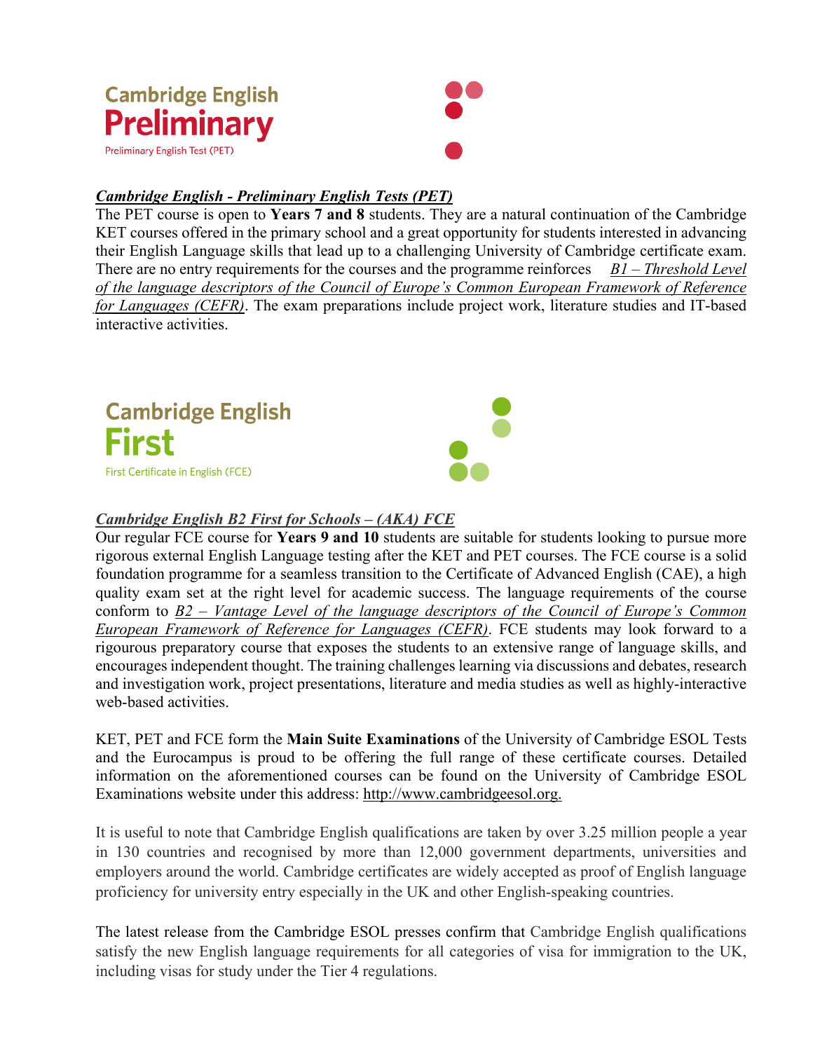Cambridge English
**Preliminary**
Preliminary English Test (PET)

***Cambridge English - Preliminary English Tests (PET)***

The PET course is open to **Years 7 and 8** students. They are a natural continuation of the Cambridge KET courses offered in the primary school and a great opportunity for students interested in advancing their English Language skills that lead up to a challenging University of Cambridge certificate exam. There are no entry requirements for the courses and the programme reinforces *B1 – Threshold Level of the language descriptors of the Council of Europe's Common European Framework of Reference for Languages (CEFR)*. The exam preparations include project work, literature studies and IT-based interactive activities.

Cambridge English
**First**
First Certificate in English (FCE)

***Cambridge English B2 First for Schools – (AKA) FCE***

Our regular FCE course for **Years 9 and 10** students are suitable for students looking to pursue more rigorous external English Language testing after the KET and PET courses. The FCE course is a solid foundation programme for a seamless transition to the Certificate of Advanced English (CAE), a high quality exam set at the right level for academic success. The language requirements of the course conform to *B2 – Vantage Level of the language descriptors of the Council of Europe's Common European Framework of Reference for Languages (CEFR)*. FCE students may look forward to a rigourous preparatory course that exposes the students to an extensive range of language skills, and encourages independent thought. The training challenges learning via discussions and debates, research and investigation work, project presentations, literature and media studies as well as highly-interactive web-based activities.

KET, PET and FCE form the **Main Suite Examinations** of the University of Cambridge ESOL Tests and the Eurocampus is proud to be offering the full range of these certificate courses. Detailed information on the aforementioned courses can be found on the University of Cambridge ESOL Examinations website under this address: http://www.cambridgeesol.org.

It is useful to note that Cambridge English qualifications are taken by over 3.25 million people a year in 130 countries and recognised by more than 12,000 government departments, universities and employers around the world. Cambridge certificates are widely accepted as proof of English language proficiency for university entry especially in the UK and other English-speaking countries.

The latest release from the Cambridge ESOL presses confirm that Cambridge English qualifications satisfy the new English language requirements for all categories of visa for immigration to the UK, including visas for study under the Tier 4 regulations.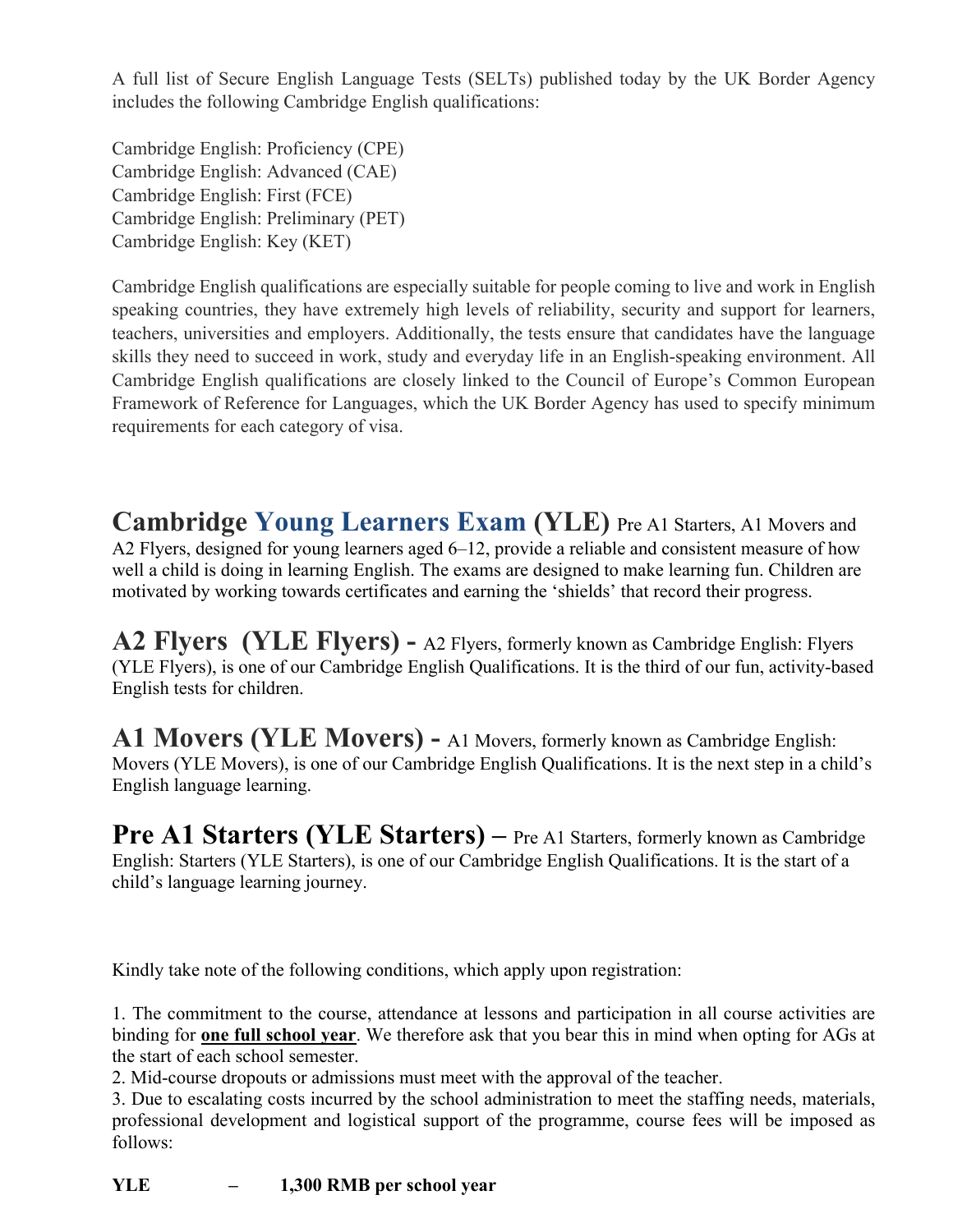A full list of Secure English Language Tests (SELTs) published today by the UK Border Agency includes the following Cambridge English qualifications:

Cambridge English: Proficiency (CPE)
Cambridge English: Advanced (CAE)
Cambridge English: First (FCE)
Cambridge English: Preliminary (PET)
Cambridge English: Key (KET)

Cambridge English qualifications are especially suitable for people coming to live and work in English speaking countries, they have extremely high levels of reliability, security and support for learners, teachers, universities and employers. Additionally, the tests ensure that candidates have the language skills they need to succeed in work, study and everyday life in an English-speaking environment. All Cambridge English qualifications are closely linked to the Council of Europe's Common European Framework of Reference for Languages, which the UK Border Agency has used to specify minimum requirements for each category of visa.

**Cambridge Young Learners Exam (YLE)** Pre A1 Starters, A1 Movers and A2 Flyers, designed for young learners aged 6–12, provide a reliable and consistent measure of how well a child is doing in learning English. The exams are designed to make learning fun. Children are motivated by working towards certificates and earning the 'shields' that record their progress.

**A2 Flyers (YLE Flyers) -** A2 Flyers, formerly known as Cambridge English: Flyers (YLE Flyers), is one of our Cambridge English Qualifications. It is the third of our fun, activity-based English tests for children.

**A1 Movers (YLE Movers) -** A1 Movers, formerly known as Cambridge English: Movers (YLE Movers), is one of our Cambridge English Qualifications. It is the next step in a child's English language learning.

**Pre A1 Starters (YLE Starters) –** Pre A1 Starters, formerly known as Cambridge English: Starters (YLE Starters), is one of our Cambridge English Qualifications. It is the start of a child's language learning journey.

Kindly take note of the following conditions, which apply upon registration:

1. The commitment to the course, attendance at lessons and participation in all course activities are binding for **one full school year**. We therefore ask that you bear this in mind when opting for AGs at the start of each school semester.
2. Mid-course dropouts or admissions must meet with the approval of the teacher.
3. Due to escalating costs incurred by the school administration to meet the staffing needs, materials, professional development and logistical support of the programme, course fees will be imposed as follows:

**YLE – 1,300 RMB per school year**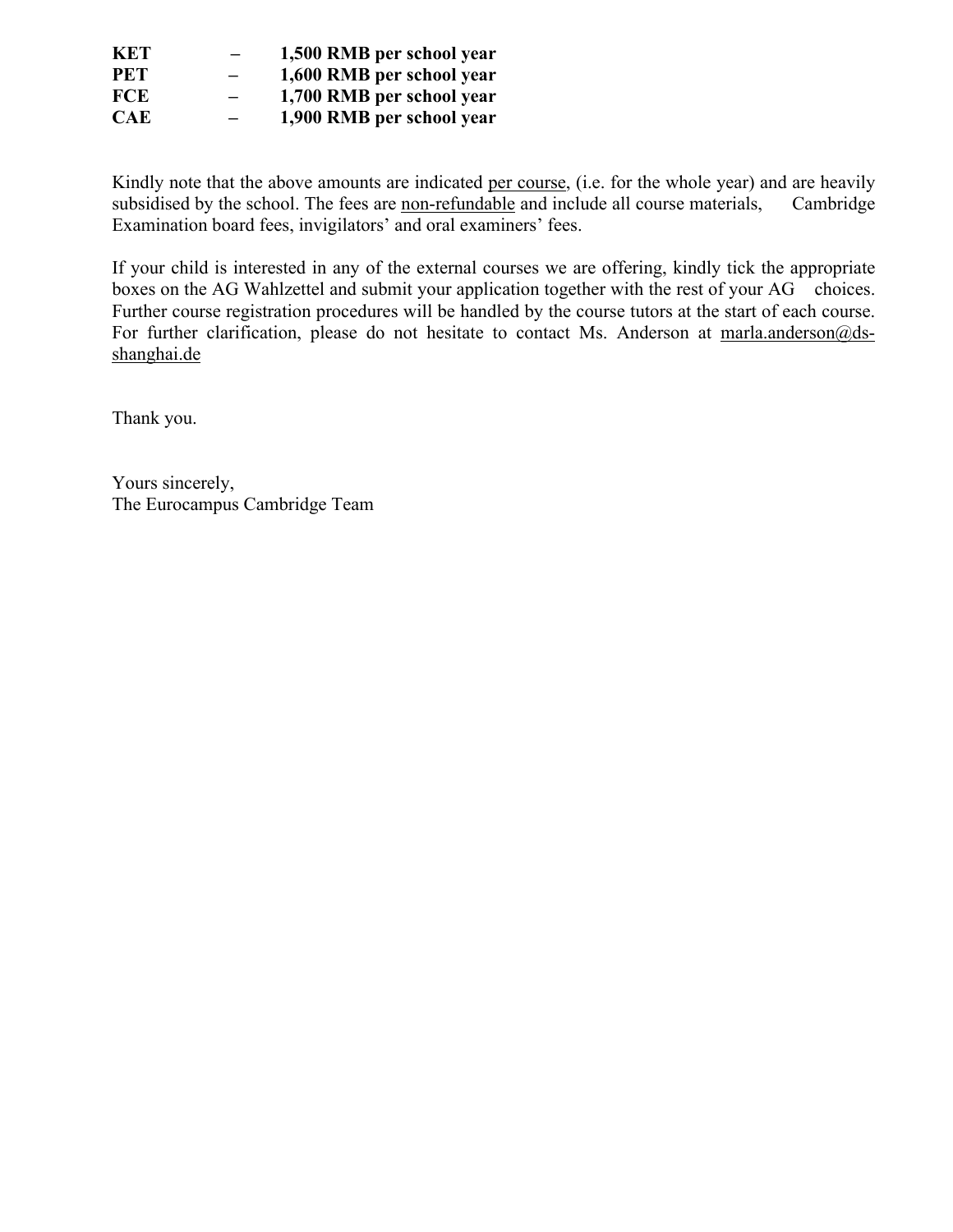**KET – 1,500 RMB per school year**
**PET – 1,600 RMB per school year**
**FCE – 1,700 RMB per school year**
**CAE – 1,900 RMB per school year**

Kindly note that the above amounts are indicated <u>per course</u>, (i.e. for the whole year) and are heavily subsidised by the school. The fees are <u>non-refundable</u> and include all course materials, Cambridge Examination board fees, invigilators' and oral examiners' fees.

If your child is interested in any of the external courses we are offering, kindly tick the appropriate boxes on the AG Wahlzettel and submit your application together with the rest of your AG choices. Further course registration procedures will be handled by the course tutors at the start of each course. For further clarification, please do not hesitate to contact Ms. Anderson at <u>marla.anderson@ds-shanghai.de</u>

Thank you.

Yours sincerely,
The Eurocampus Cambridge Team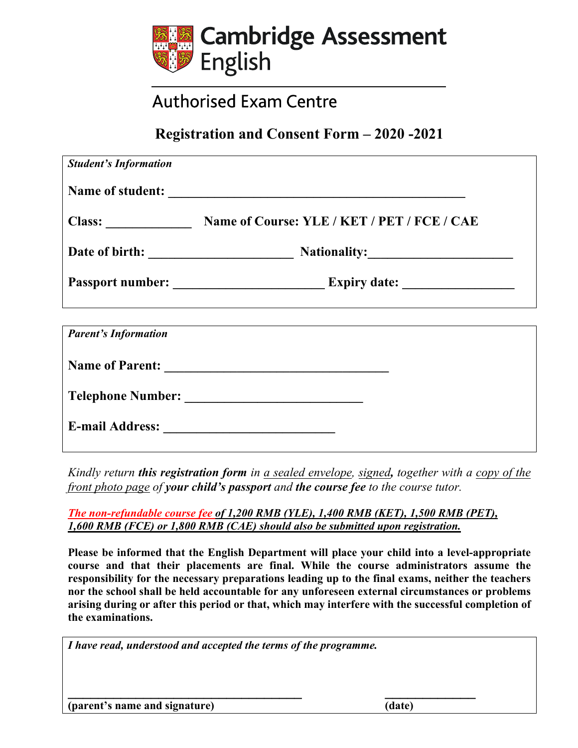Cambridge Assessment English

Authorised Exam Centre

# Registration and Consent Form – 2020 -2021

*Student's Information*

**Name of student: ____________________________________________**

**Class: ____________ Name of Course: YLE / KET / PET / FCE / CAE**

**Date of birth: _____________________ Nationality:_____________________**

**Passport number: _____________________ Expiry date: ________________**

*Parent's Information*

**Name of Parent: _________________________________**

**Telephone Number: __________________________**

**E-mail Address: _________________________**

*Kindly return **this registration form** in a sealed envelope, signed**,** together with a copy of the front photo page of **your child's passport** and **the course fee** to the course tutor.*

***The non-refundable course fee of 1,200 RMB (YLE), 1,400 RMB (KET), 1,500 RMB (PET), 1,600 RMB (FCE) or 1,800 RMB (CAE) should also be submitted upon registration.***

**Please be informed that the English Department will place your child into a level-appropriate course and that their placements are final. While the course administrators assume the responsibility for the necessary preparations leading up to the final exams, neither the teachers nor the school shall be held accountable for any unforeseen external circumstances or problems arising during or after this period or that, which may interfere with the successful completion of the examinations.**

***I have read, understood and accepted the terms of the programme.***

**_______________________________________ _______________**

**(parent's name and signature) (date)**